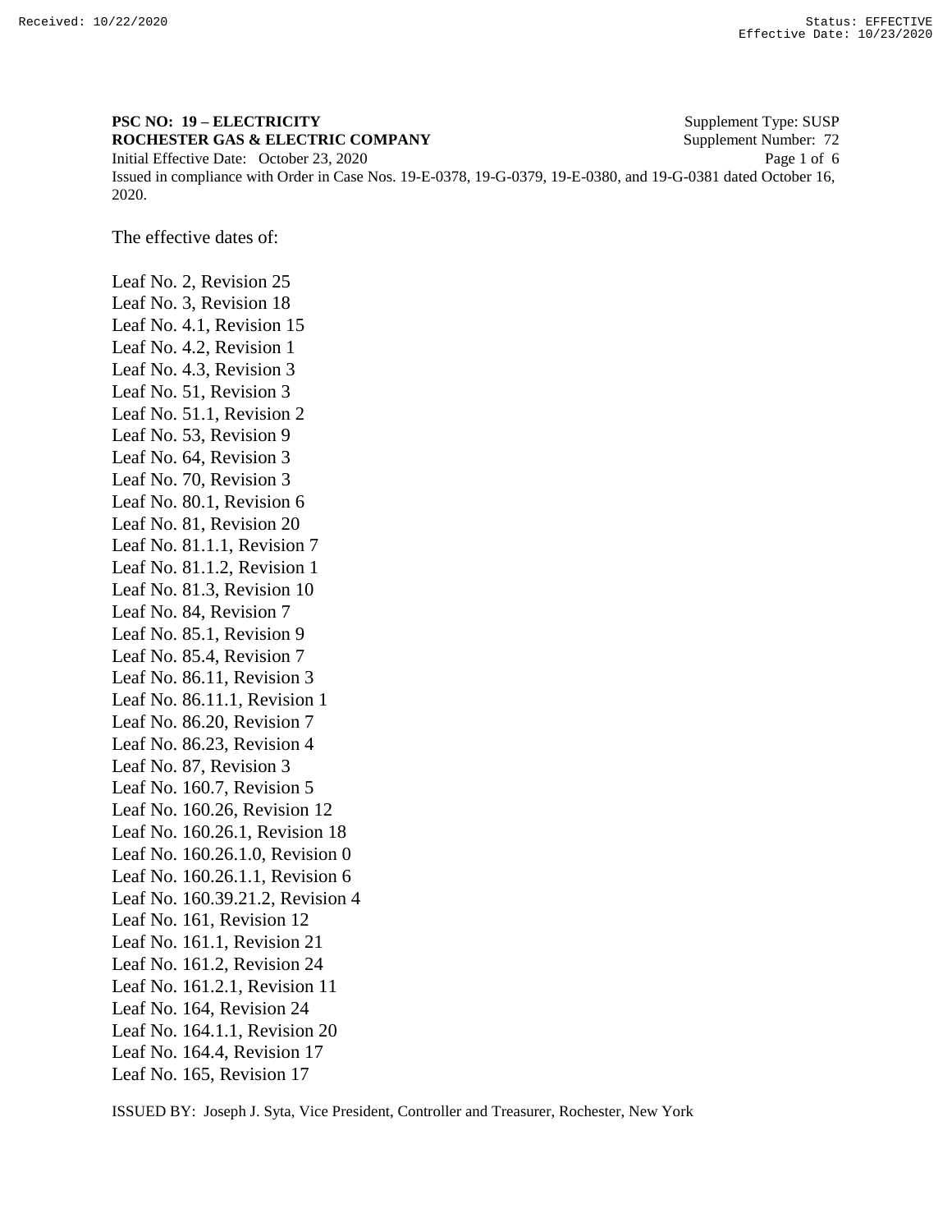**PSC NO: 19 – ELECTRICITY** Supplement Type: SUSP
**ROCHESTER GAS & ELECTRIC COMPANY** Supplement Number: 72
Initial Effective Date: October 23, 2020
Issued in compliance with Order in Case Nos. 19-E-0378, 19-G-0379, 19-E-0380, and 19-G-0381 dated October 16, 2020.

The effective dates of:

Leaf No. 2, Revision 25
Leaf No. 3, Revision 18
Leaf No. 4.1, Revision 15
Leaf No. 4.2, Revision 1
Leaf No. 4.3, Revision 3
Leaf No. 51, Revision 3
Leaf No. 51.1, Revision 2
Leaf No. 53, Revision 9
Leaf No. 64, Revision 3
Leaf No. 70, Revision 3
Leaf No. 80.1, Revision 6
Leaf No. 81, Revision 20
Leaf No. 81.1.1, Revision 7
Leaf No. 81.1.2, Revision 1
Leaf No. 81.3, Revision 10
Leaf No. 84, Revision 7
Leaf No. 85.1, Revision 9
Leaf No. 85.4, Revision 7
Leaf No. 86.11, Revision 3
Leaf No. 86.11.1, Revision 1
Leaf No. 86.20, Revision 7
Leaf No. 86.23, Revision 4
Leaf No. 87, Revision 3
Leaf No. 160.7, Revision 5
Leaf No. 160.26, Revision 12
Leaf No. 160.26.1, Revision 18
Leaf No. 160.26.1.0, Revision 0
Leaf No. 160.26.1.1, Revision 6
Leaf No. 160.39.21.2, Revision 4
Leaf No. 161, Revision 12
Leaf No. 161.1, Revision 21
Leaf No. 161.2, Revision 24
Leaf No. 161.2.1, Revision 11
Leaf No. 164, Revision 24
Leaf No. 164.1.1, Revision 20
Leaf No. 164.4, Revision 17
Leaf No. 165, Revision 17

ISSUED BY: Joseph J. Syta, Vice President, Controller and Treasurer, Rochester, New York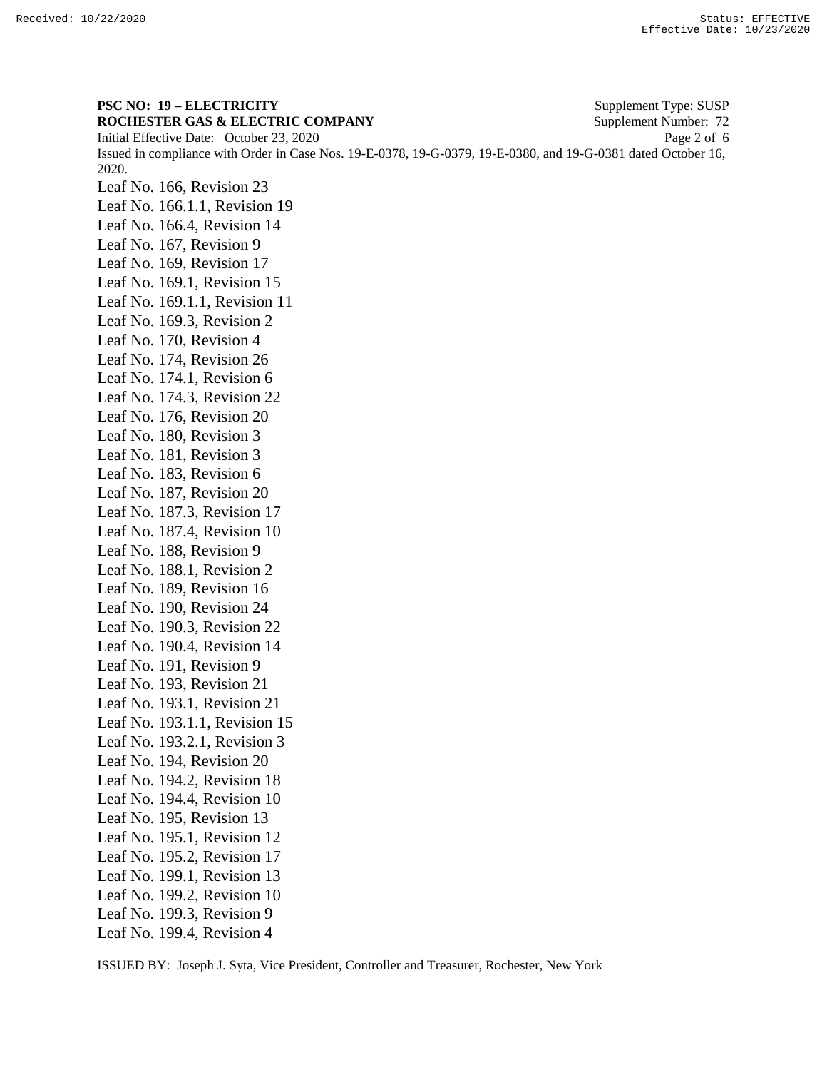**PSC NO: 19 – ELECTRICITY** Supplement Type: SUSP
**ROCHESTER GAS & ELECTRIC COMPANY** Supplement Number: 72
Initial Effective Date: October 23, 2020
Issued in compliance with Order in Case Nos. 19-E-0378, 19-G-0379, 19-E-0380, and 19-G-0381 dated October 16, 2020.

Leaf No. 166, Revision 23
Leaf No. 166.1.1, Revision 19
Leaf No. 166.4, Revision 14
Leaf No. 167, Revision 9
Leaf No. 169, Revision 17
Leaf No. 169.1, Revision 15
Leaf No. 169.1.1, Revision 11
Leaf No. 169.3, Revision 2
Leaf No. 170, Revision 4
Leaf No. 174, Revision 26
Leaf No. 174.1, Revision 6
Leaf No. 174.3, Revision 22
Leaf No. 176, Revision 20
Leaf No. 180, Revision 3
Leaf No. 181, Revision 3
Leaf No. 183, Revision 6
Leaf No. 187, Revision 20
Leaf No. 187.3, Revision 17
Leaf No. 187.4, Revision 10
Leaf No. 188, Revision 9
Leaf No. 188.1, Revision 2
Leaf No. 189, Revision 16
Leaf No. 190, Revision 24
Leaf No. 190.3, Revision 22
Leaf No. 190.4, Revision 14
Leaf No. 191, Revision 9
Leaf No. 193, Revision 21
Leaf No. 193.1, Revision 21
Leaf No. 193.1.1, Revision 15
Leaf No. 193.2.1, Revision 3
Leaf No. 194, Revision 20
Leaf No. 194.2, Revision 18
Leaf No. 194.4, Revision 10
Leaf No. 195, Revision 13
Leaf No. 195.1, Revision 12
Leaf No. 195.2, Revision 17
Leaf No. 199.1, Revision 13
Leaf No. 199.2, Revision 10
Leaf No. 199.3, Revision 9
Leaf No. 199.4, Revision 4

ISSUED BY: Joseph J. Syta, Vice President, Controller and Treasurer, Rochester, New York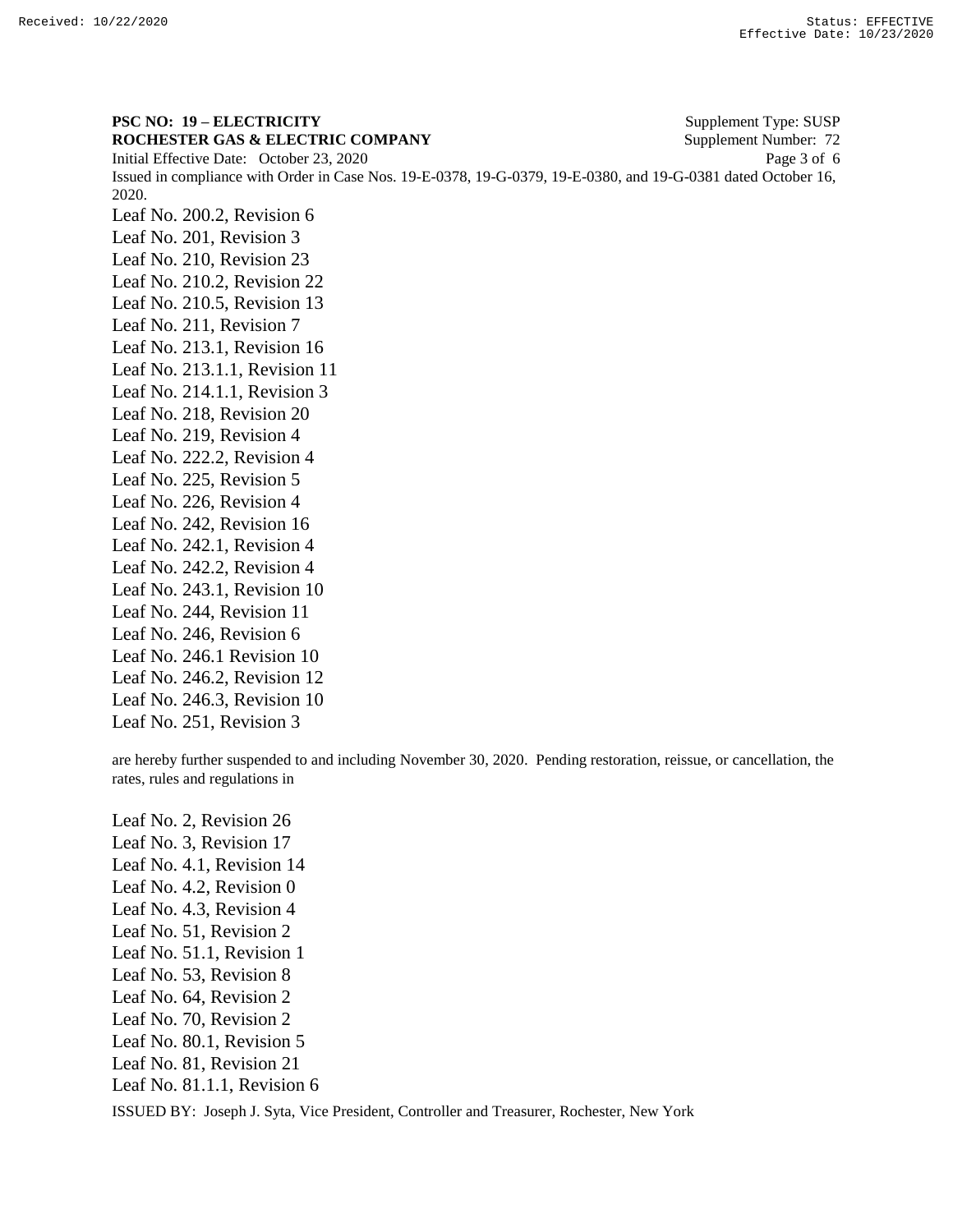**PSC NO: 19 – ELECTRICITY** Supplement Type: SUSP
**ROCHESTER GAS & ELECTRIC COMPANY** Supplement Number: 72
Initial Effective Date: October 23, 2020
Issued in compliance with Order in Case Nos. 19-E-0378, 19-G-0379, 19-E-0380, and 19-G-0381 dated October 16, 2020.

Leaf No. 200.2, Revision 6
Leaf No. 201, Revision 3
Leaf No. 210, Revision 23
Leaf No. 210.2, Revision 22
Leaf No. 210.5, Revision 13
Leaf No. 211, Revision 7
Leaf No. 213.1, Revision 16
Leaf No. 213.1.1, Revision 11
Leaf No. 214.1.1, Revision 3
Leaf No. 218, Revision 20
Leaf No. 219, Revision 4
Leaf No. 222.2, Revision 4
Leaf No. 225, Revision 5
Leaf No. 226, Revision 4
Leaf No. 242, Revision 16
Leaf No. 242.1, Revision 4
Leaf No. 242.2, Revision 4
Leaf No. 243.1, Revision 10
Leaf No. 244, Revision 11
Leaf No. 246, Revision 6
Leaf No. 246.1 Revision 10
Leaf No. 246.2, Revision 12
Leaf No. 246.3, Revision 10
Leaf No. 251, Revision 3

are hereby further suspended to and including November 30, 2020. Pending restoration, reissue, or cancellation, the rates, rules and regulations in

Leaf No. 2, Revision 26
Leaf No. 3, Revision 17
Leaf No. 4.1, Revision 14
Leaf No. 4.2, Revision 0
Leaf No. 4.3, Revision 4
Leaf No. 51, Revision 2
Leaf No. 51.1, Revision 1
Leaf No. 53, Revision 8
Leaf No. 64, Revision 2
Leaf No. 70, Revision 2
Leaf No. 80.1, Revision 5
Leaf No. 81, Revision 21
Leaf No. 81.1.1, Revision 6

ISSUED BY: Joseph J. Syta, Vice President, Controller and Treasurer, Rochester, New York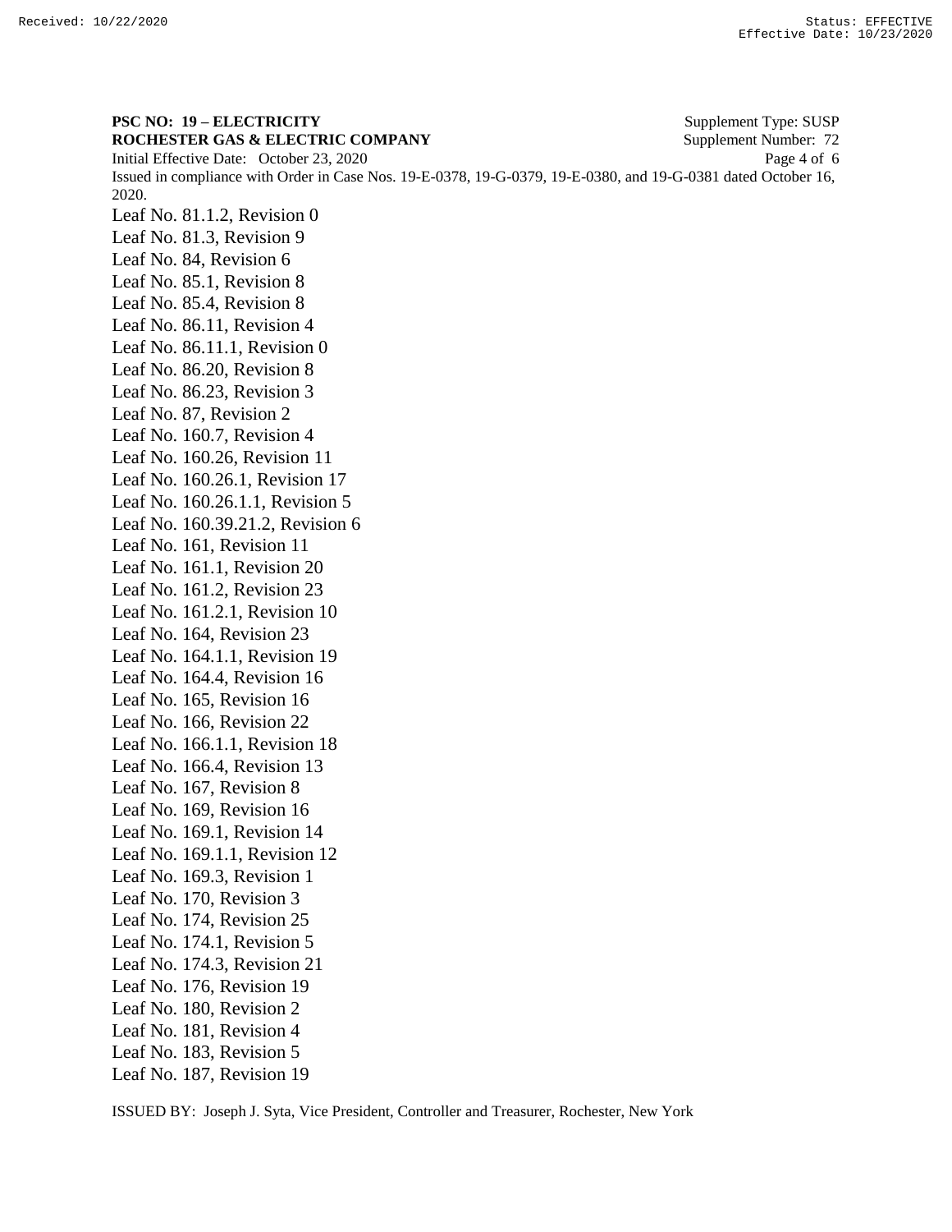**PSC NO: 19 – ELECTRICITY** Supplement Type: SUSP
**ROCHESTER GAS & ELECTRIC COMPANY** Supplement Number: 72
Initial Effective Date: October 23, 2020
Issued in compliance with Order in Case Nos. 19-E-0378, 19-G-0379, 19-E-0380, and 19-G-0381 dated October 16, 2020.

Leaf No. 81.1.2, Revision 0
Leaf No. 81.3, Revision 9
Leaf No. 84, Revision 6
Leaf No. 85.1, Revision 8
Leaf No. 85.4, Revision 8
Leaf No. 86.11, Revision 4
Leaf No. 86.11.1, Revision 0
Leaf No. 86.20, Revision 8
Leaf No. 86.23, Revision 3
Leaf No. 87, Revision 2
Leaf No. 160.7, Revision 4
Leaf No. 160.26, Revision 11
Leaf No. 160.26.1, Revision 17
Leaf No. 160.26.1.1, Revision 5
Leaf No. 160.39.21.2, Revision 6
Leaf No. 161, Revision 11
Leaf No. 161.1, Revision 20
Leaf No. 161.2, Revision 23
Leaf No. 161.2.1, Revision 10
Leaf No. 164, Revision 23
Leaf No. 164.1.1, Revision 19
Leaf No. 164.4, Revision 16
Leaf No. 165, Revision 16
Leaf No. 166, Revision 22
Leaf No. 166.1.1, Revision 18
Leaf No. 166.4, Revision 13
Leaf No. 167, Revision 8
Leaf No. 169, Revision 16
Leaf No. 169.1, Revision 14
Leaf No. 169.1.1, Revision 12
Leaf No. 169.3, Revision 1
Leaf No. 170, Revision 3
Leaf No. 174, Revision 25
Leaf No. 174.1, Revision 5
Leaf No. 174.3, Revision 21
Leaf No. 176, Revision 19
Leaf No. 180, Revision 2
Leaf No. 181, Revision 4
Leaf No. 183, Revision 5
Leaf No. 187, Revision 19

ISSUED BY: Joseph J. Syta, Vice President, Controller and Treasurer, Rochester, New York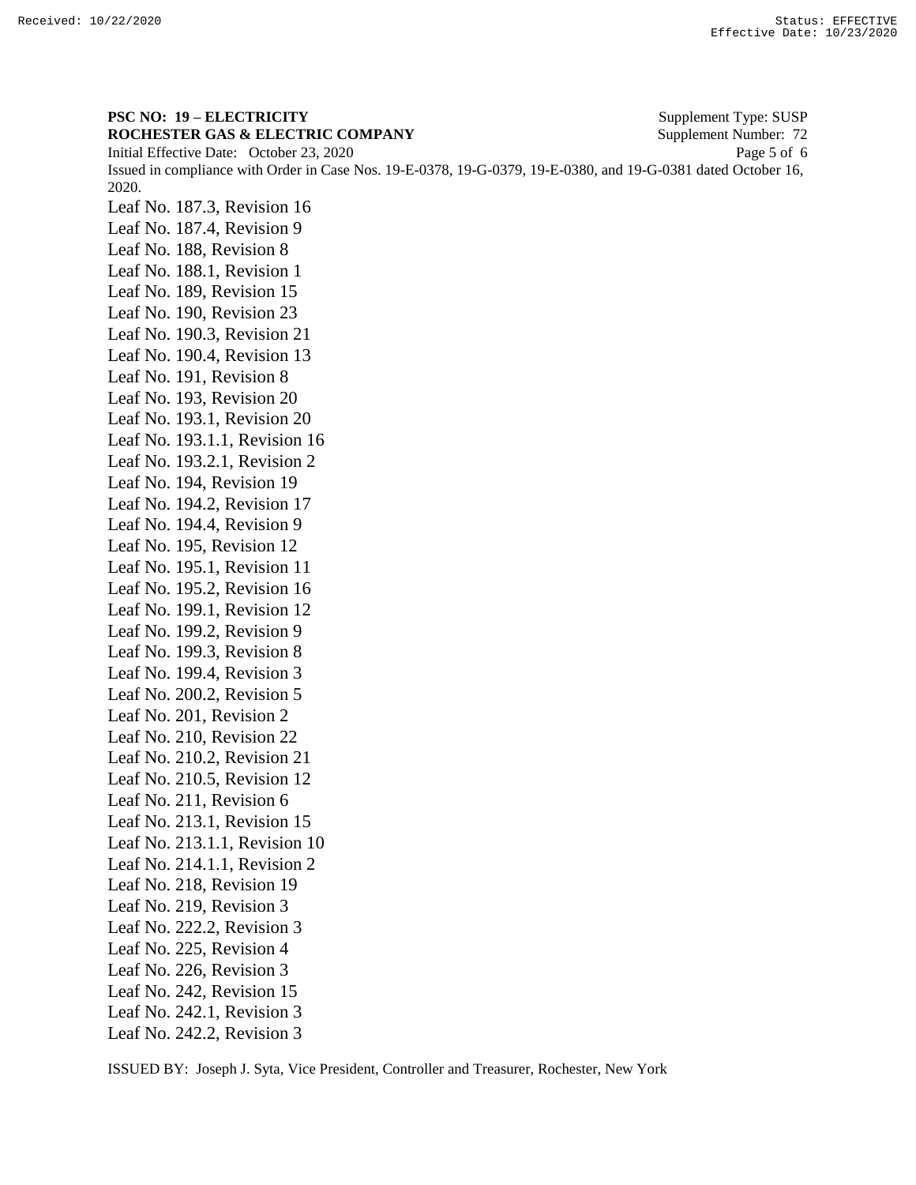**PSC NO: 19 – ELECTRICITY** Supplement Type: SUSP
**ROCHESTER GAS & ELECTRIC COMPANY** Supplement Number: 72
Initial Effective Date: October 23, 2020
Issued in compliance with Order in Case Nos. 19-E-0378, 19-G-0379, 19-E-0380, and 19-G-0381 dated October 16, 2020.

Leaf No. 187.3, Revision 16
Leaf No. 187.4, Revision 9
Leaf No. 188, Revision 8
Leaf No. 188.1, Revision 1
Leaf No. 189, Revision 15
Leaf No. 190, Revision 23
Leaf No. 190.3, Revision 21
Leaf No. 190.4, Revision 13
Leaf No. 191, Revision 8
Leaf No. 193, Revision 20
Leaf No. 193.1, Revision 20
Leaf No. 193.1.1, Revision 16
Leaf No. 193.2.1, Revision 2
Leaf No. 194, Revision 19
Leaf No. 194.2, Revision 17
Leaf No. 194.4, Revision 9
Leaf No. 195, Revision 12
Leaf No. 195.1, Revision 11
Leaf No. 195.2, Revision 16
Leaf No. 199.1, Revision 12
Leaf No. 199.2, Revision 9
Leaf No. 199.3, Revision 8
Leaf No. 199.4, Revision 3
Leaf No. 200.2, Revision 5
Leaf No. 201, Revision 2
Leaf No. 210, Revision 22
Leaf No. 210.2, Revision 21
Leaf No. 210.5, Revision 12
Leaf No. 211, Revision 6
Leaf No. 213.1, Revision 15
Leaf No. 213.1.1, Revision 10
Leaf No. 214.1.1, Revision 2
Leaf No. 218, Revision 19
Leaf No. 219, Revision 3
Leaf No. 222.2, Revision 3
Leaf No. 225, Revision 4
Leaf No. 226, Revision 3
Leaf No. 242, Revision 15
Leaf No. 242.1, Revision 3
Leaf No. 242.2, Revision 3

ISSUED BY: Joseph J. Syta, Vice President, Controller and Treasurer, Rochester, New York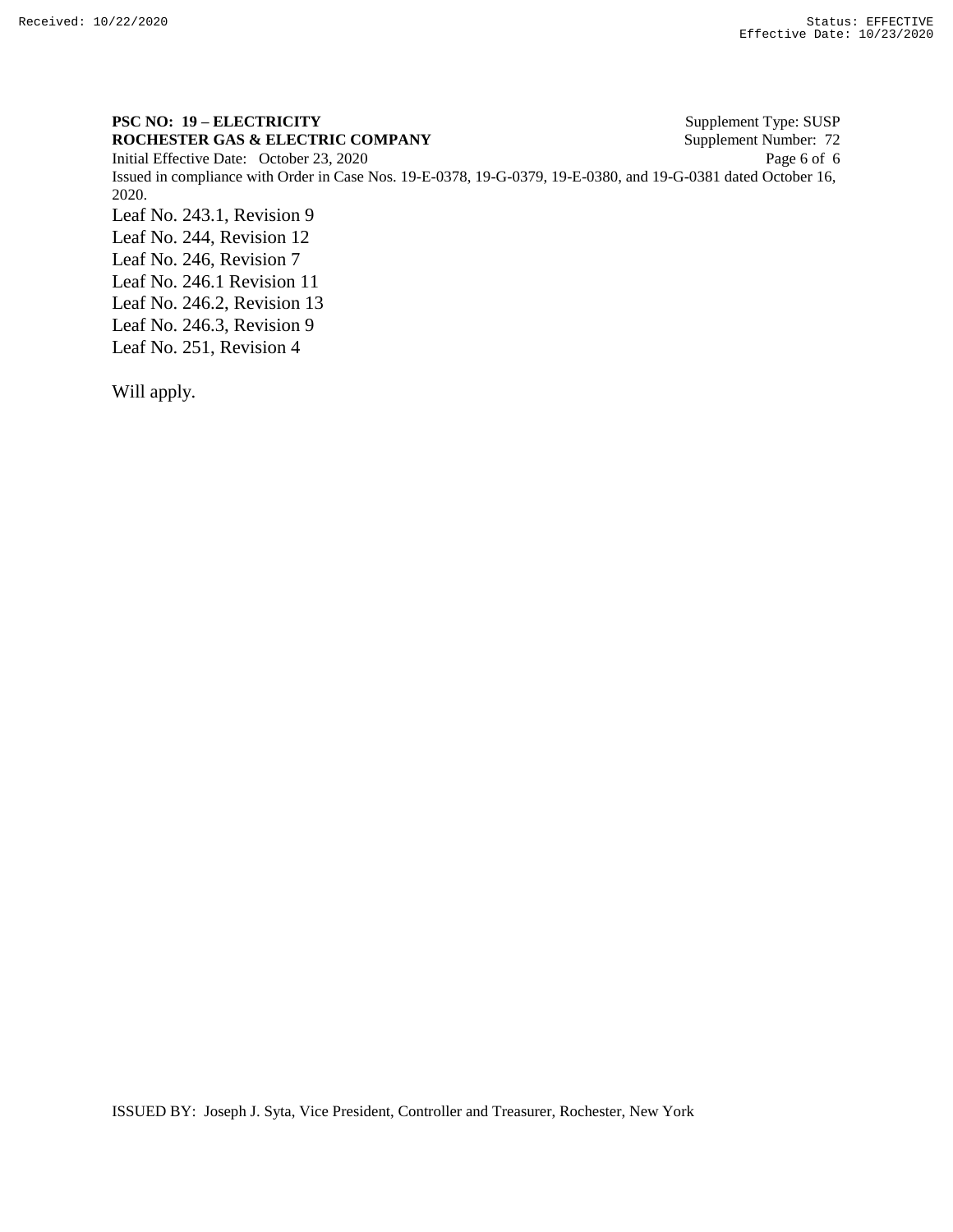**PSC NO: 19 – ELECTRICITY** Supplement Type: SUSP
**ROCHESTER GAS & ELECTRIC COMPANY** Supplement Number: 72
Initial Effective Date: October 23, 2020
Issued in compliance with Order in Case Nos. 19-E-0378, 19-G-0379, 19-E-0380, and 19-G-0381 dated October 16, 2020.

Leaf No. 243.1, Revision 9
Leaf No. 244, Revision 12
Leaf No. 246, Revision 7
Leaf No. 246.1 Revision 11
Leaf No. 246.2, Revision 13
Leaf No. 246.3, Revision 9
Leaf No. 251, Revision 4

Will apply.

ISSUED BY: Joseph J. Syta, Vice President, Controller and Treasurer, Rochester, New York